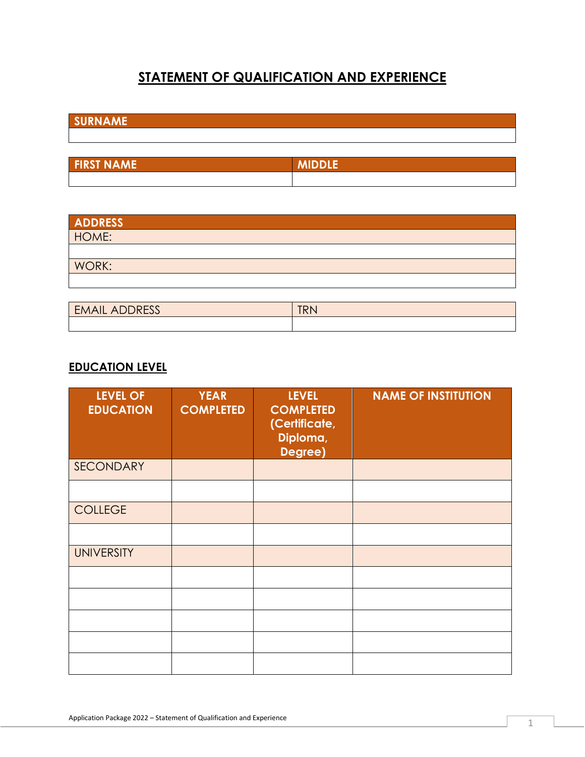# STATEMENT OF QUALIFICATION AND EXPERIENCE

| SURNAME |
| --- |
| |

| FIRST NAME | MIDDLE |
| --- | --- |
| | |

| ADDRESS |
| --- |
| HOME: |
| |
| WORK: |
| |

| EMAIL ADDRESS | TRN |
| --- | --- |
| | |

## EDUCATION LEVEL

| LEVEL OF EDUCATION | YEAR COMPLETED | LEVEL COMPLETED (Certificate, Diploma, Degree) | NAME OF INSTITUTION |
| --- | --- | --- | --- |
| SECONDARY | | | |
| | | | |
| COLLEGE | | | |
| | | | |
| UNIVERSITY | | | |
| | | | |
| | | | |
| | | | |
| | | | |
| | | | |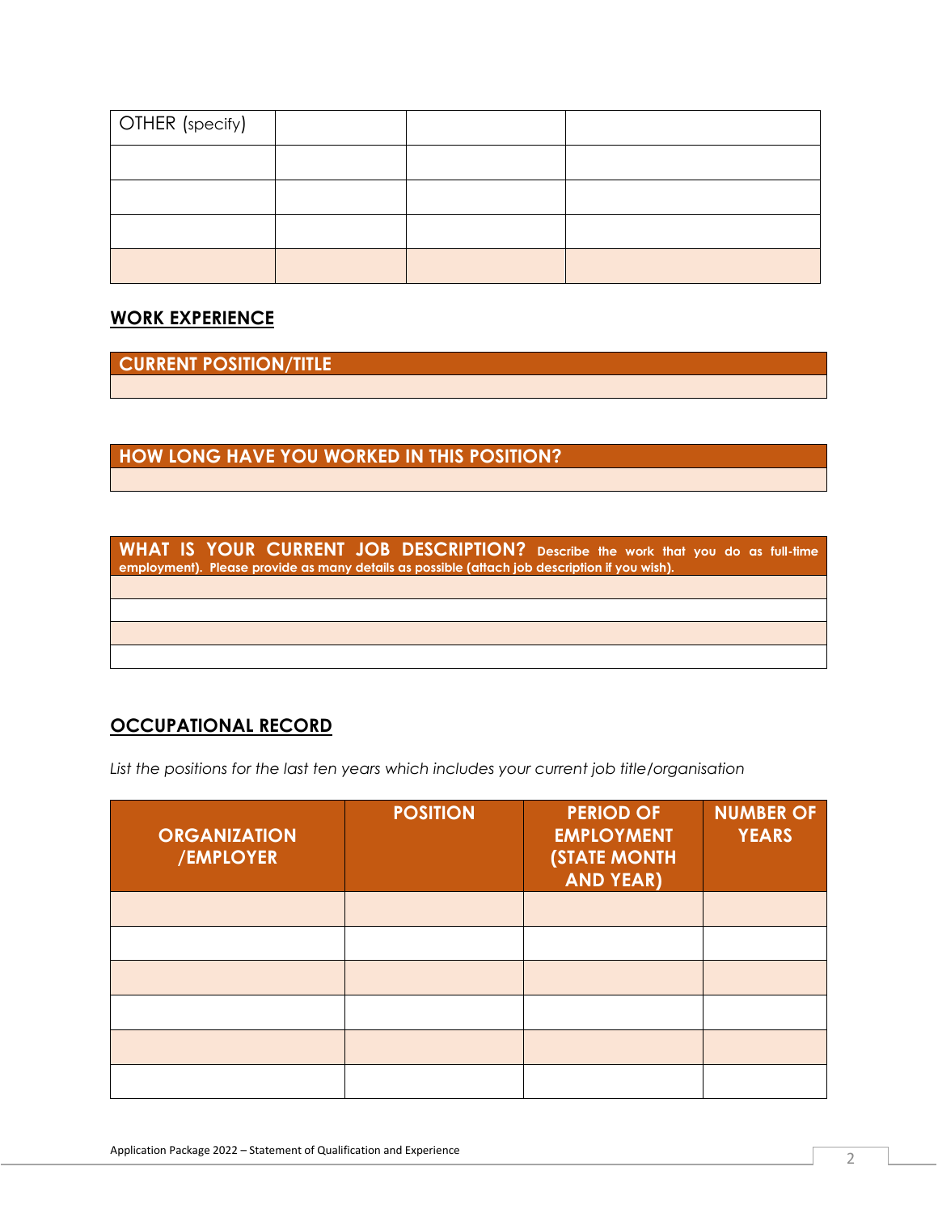| OTHER (specify) | | | |
|---|---|---|---|
| | | | |
| | | | |
| | | | |
| | | | |

## WORK EXPERIENCE

| CURRENT POSITION/TITLE |
|---|
| |

| HOW LONG HAVE YOU WORKED IN THIS POSITION? |
|---|
| |

| **WHAT IS YOUR CURRENT JOB DESCRIPTION?** Describe the work that you do as full-time employment). Please provide as many details as possible (attach job description if you wish). |
|---|
| |
| |
| |
| |

## OCCUPATIONAL RECORD

*List the positions for the last ten years which includes your current job title/organisation*

| ORGANIZATION /EMPLOYER | POSITION | PERIOD OF EMPLOYMENT (STATE MONTH AND YEAR) | NUMBER OF YEARS |
|---|---|---|---|
| | | | |
| | | | |
| | | | |
| | | | |
| | | | |
| | | | |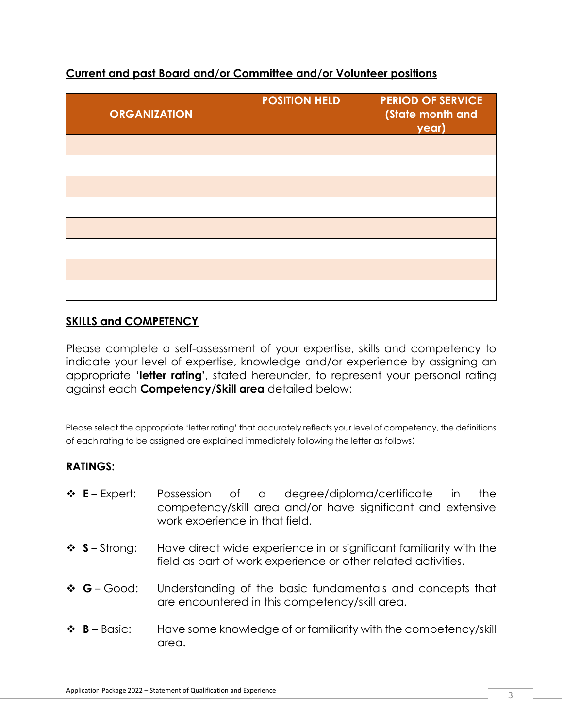## Current and past Board and/or Committee and/or Volunteer positions

| ORGANIZATION | POSITION HELD | PERIOD OF SERVICE (State month and year) |
|---|---|---|
| | | |
| | | |
| | | |
| | | |
| | | |
| | | |
| | | |
| | | |

## SKILLS and COMPETENCY

Please complete a self-assessment of your expertise, skills and competency to indicate your level of expertise, knowledge and/or experience by assigning an appropriate '**letter rating'**, stated hereunder, to represent your personal rating against each **Competency/Skill area** detailed below:

Please select the appropriate 'letter rating' that accurately reflects your level of competency, the definitions of each rating to be assigned are explained immediately following the letter as follows:

### RATINGS:

- **E** – Expert: Possession of a degree/diploma/certificate in the competency/skill area and/or have significant and extensive work experience in that field.
- **S** – Strong: Have direct wide experience in or significant familiarity with the field as part of work experience or other related activities.
- **G** – Good: Understanding of the basic fundamentals and concepts that are encountered in this competency/skill area.
- **B** – Basic: Have some knowledge of or familiarity with the competency/skill area.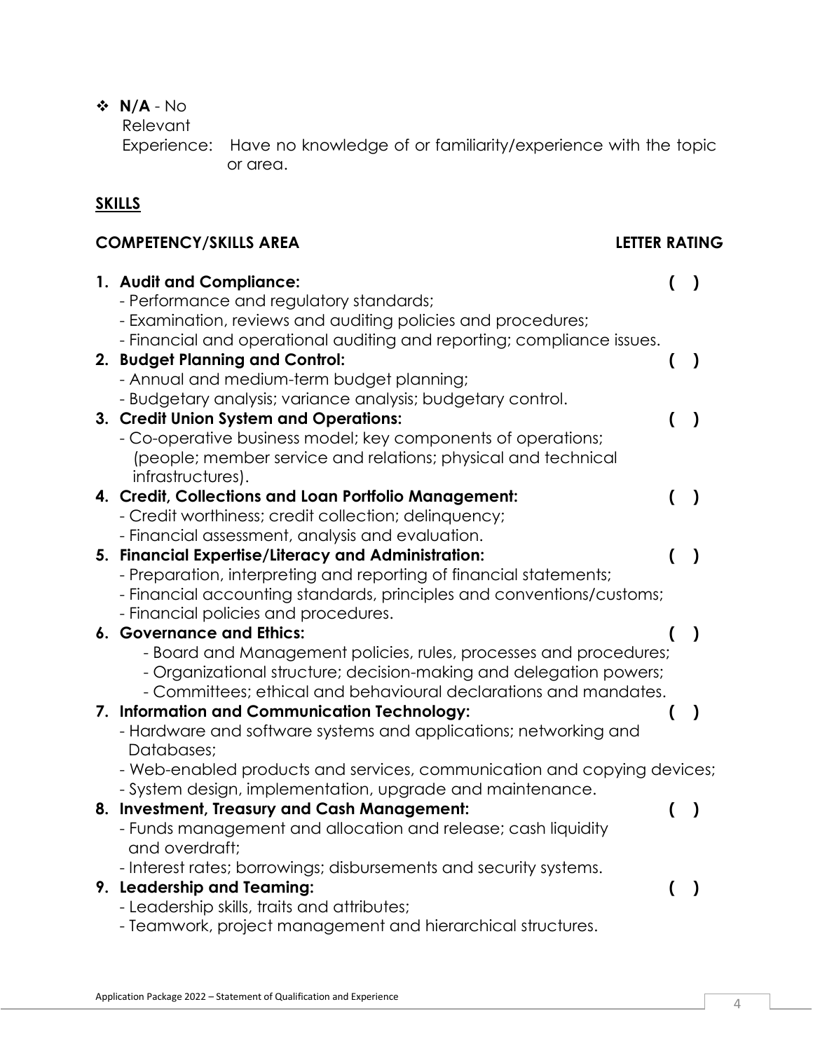- **N/A** - No Relevant Experience: Have no knowledge of or familiarity/experience with the topic or area.

## SKILLS

**COMPETENCY/SKILLS AREA** **LETTER RATING**

1. **Audit and Compliance:** ( )
   - Performance and regulatory standards;
   - Examination, reviews and auditing policies and procedures;
   - Financial and operational auditing and reporting; compliance issues.
2. **Budget Planning and Control:** ( )
   - Annual and medium-term budget planning;
   - Budgetary analysis; variance analysis; budgetary control.
3. **Credit Union System and Operations:** ( )
   - Co-operative business model; key components of operations; (people; member service and relations; physical and technical infrastructures).
4. **Credit, Collections and Loan Portfolio Management:** ( )
   - Credit worthiness; credit collection; delinquency;
   - Financial assessment, analysis and evaluation.
5. **Financial Expertise/Literacy and Administration:** ( )
   - Preparation, interpreting and reporting of financial statements;
   - Financial accounting standards, principles and conventions/customs;
   - Financial policies and procedures.
6. **Governance and Ethics:** ( )
   - Board and Management policies, rules, processes and procedures;
   - Organizational structure; decision-making and delegation powers;
   - Committees; ethical and behavioural declarations and mandates.
7. **Information and Communication Technology:** ( )
   - Hardware and software systems and applications; networking and Databases;
   - Web-enabled products and services, communication and copying devices;
   - System design, implementation, upgrade and maintenance.
8. **Investment, Treasury and Cash Management:** ( )
   - Funds management and allocation and release; cash liquidity and overdraft;
   - Interest rates; borrowings; disbursements and security systems.
9. **Leadership and Teaming:** ( )
   - Leadership skills, traits and attributes;
   - Teamwork, project management and hierarchical structures.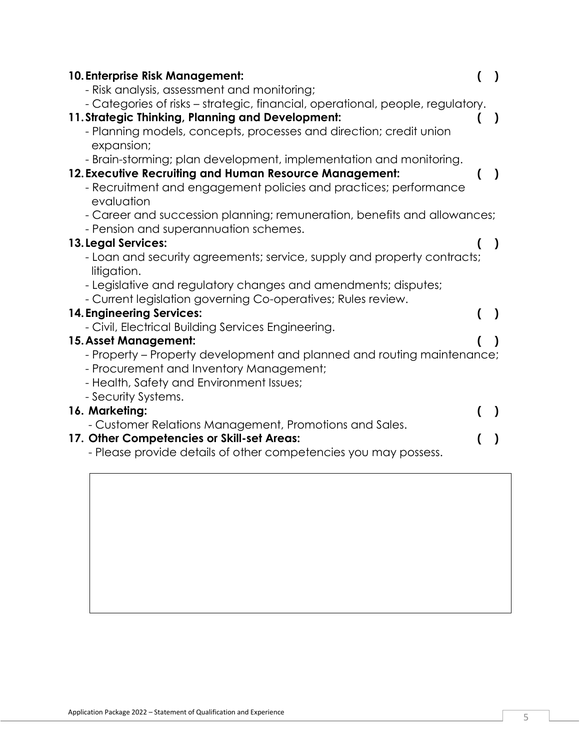**10. Enterprise Risk Management:** ( )

- Risk analysis, assessment and monitoring;
- Categories of risks – strategic, financial, operational, people, regulatory.

**11. Strategic Thinking, Planning and Development:** ( )

- Planning models, concepts, processes and direction; credit union expansion;
- Brain-storming; plan development, implementation and monitoring.

**12. Executive Recruiting and Human Resource Management:** ( )

- Recruitment and engagement policies and practices; performance evaluation
- Career and succession planning; remuneration, benefits and allowances;
- Pension and superannuation schemes.

**13. Legal Services:** ( )

- Loan and security agreements; service, supply and property contracts; litigation.
- Legislative and regulatory changes and amendments; disputes;
- Current legislation governing Co-operatives; Rules review.

**14. Engineering Services:** ( )

- Civil, Electrical Building Services Engineering.

**15. Asset Management:** ( )

- Property – Property development and planned and routing maintenance;
- Procurement and Inventory Management;
- Health, Safety and Environment Issues;
- Security Systems.

**16. Marketing:** ( )

- Customer Relations Management, Promotions and Sales.

**17. Other Competencies or Skill-set Areas:** ( )

- Please provide details of other competencies you may possess.

| |
|---|
| |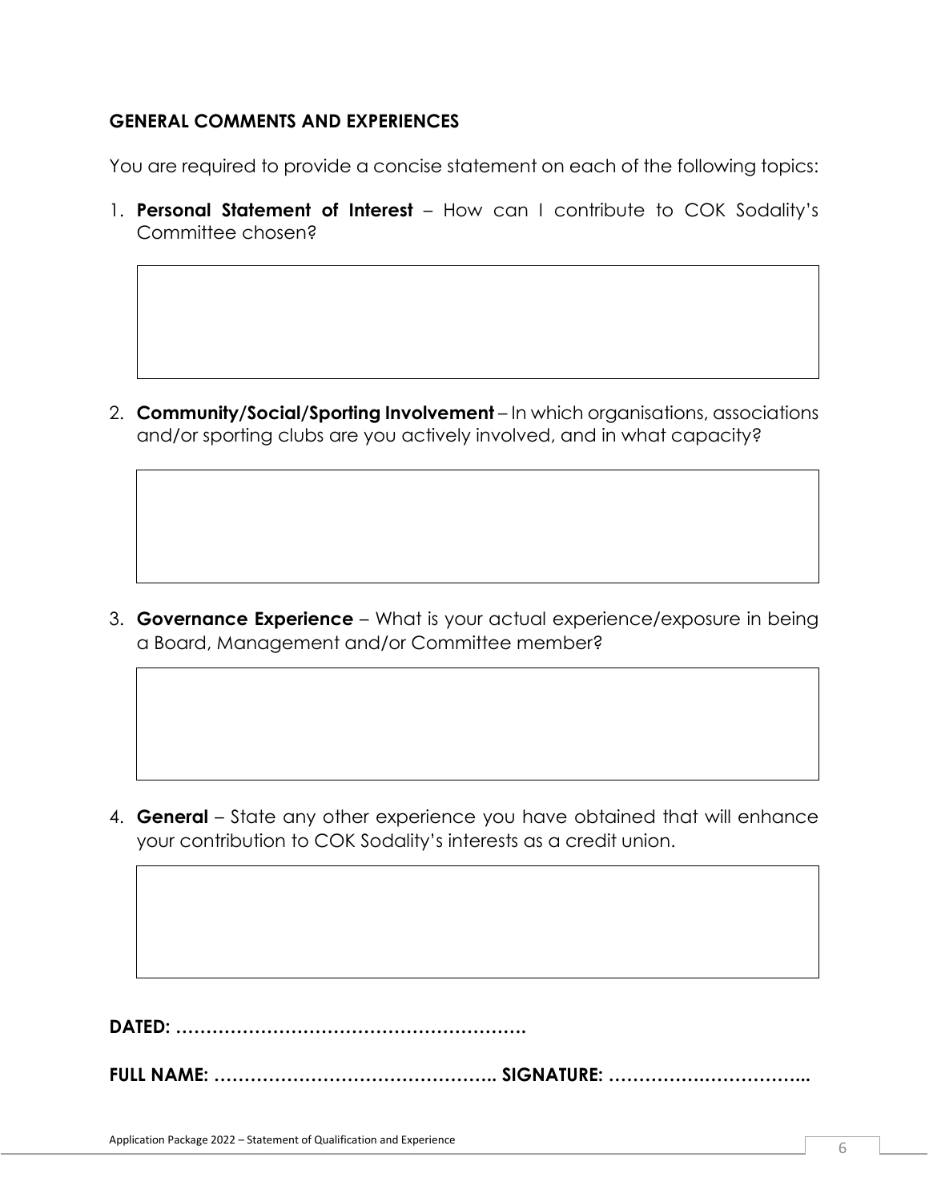## GENERAL COMMENTS AND EXPERIENCES

You are required to provide a concise statement on each of the following topics:

1. **Personal Statement of Interest** – How can I contribute to COK Sodality's Committee chosen?

2. **Community/Social/Sporting Involvement** – In which organisations, associations and/or sporting clubs are you actively involved, and in what capacity?

3. **Governance Experience** – What is your actual experience/exposure in being a Board, Management and/or Committee member?

4. **General** – State any other experience you have obtained that will enhance your contribution to COK Sodality's interests as a credit union.

**DATED: ……………………………………………………**

**FULL NAME: ……………………………………….. SIGNATURE: …………………………...**